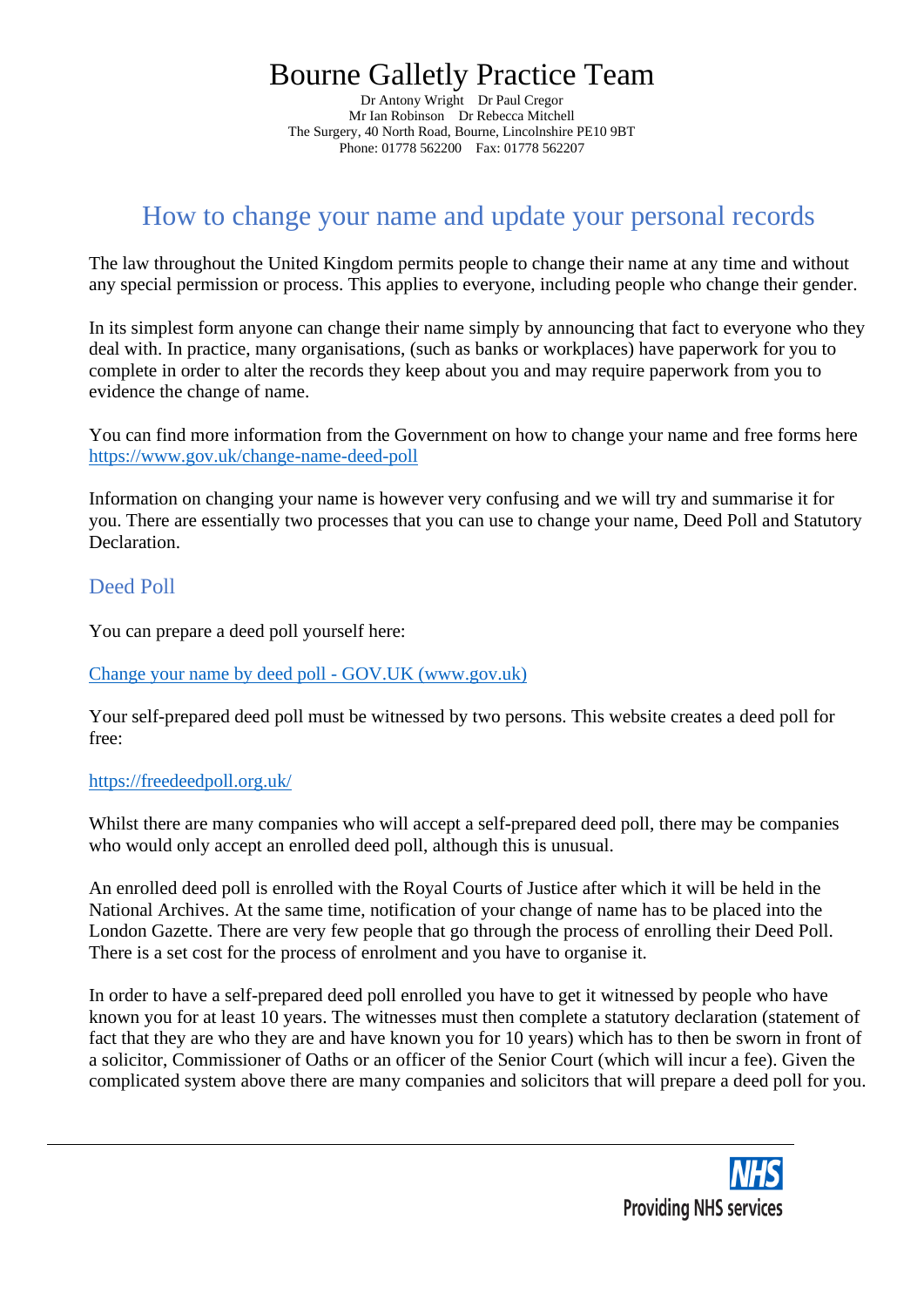# Bourne Galletly Practice Team

Dr Antony Wright    Dr Paul Cregor
Mr Ian Robinson    Dr Rebecca Mitchell
The Surgery, 40 North Road, Bourne, Lincolnshire PE10 9BT
Phone: 01778 562200    Fax: 01778 562207

## How to change your name and update your personal records

The law throughout the United Kingdom permits people to change their name at any time and without any special permission or process. This applies to everyone, including people who change their gender.

In its simplest form anyone can change their name simply by announcing that fact to everyone who they deal with. In practice, many organisations, (such as banks or workplaces) have paperwork for you to complete in order to alter the records they keep about you and may require paperwork from you to evidence the change of name.

You can find more information from the Government on how to change your name and free forms here https://www.gov.uk/change-name-deed-poll

Information on changing your name is however very confusing and we will try and summarise it for you. There are essentially two processes that you can use to change your name, Deed Poll and Statutory Declaration.

### Deed Poll

You can prepare a deed poll yourself here:

Change your name by deed poll - GOV.UK (www.gov.uk)

Your self-prepared deed poll must be witnessed by two persons. This website creates a deed poll for free:

https://freedeedpoll.org.uk/

Whilst there are many companies who will accept a self-prepared deed poll, there may be companies who would only accept an enrolled deed poll, although this is unusual.

An enrolled deed poll is enrolled with the Royal Courts of Justice after which it will be held in the National Archives. At the same time, notification of your change of name has to be placed into the London Gazette. There are very few people that go through the process of enrolling their Deed Poll. There is a set cost for the process of enrolment and you have to organise it.

In order to have a self-prepared deed poll enrolled you have to get it witnessed by people who have known you for at least 10 years. The witnesses must then complete a statutory declaration (statement of fact that they are who they are and have known you for 10 years) which has to then be sworn in front of a solicitor, Commissioner of Oaths or an officer of the Senior Court (which will incur a fee). Given the complicated system above there are many companies and solicitors that will prepare a deed poll for you.

NHS
Providing NHS services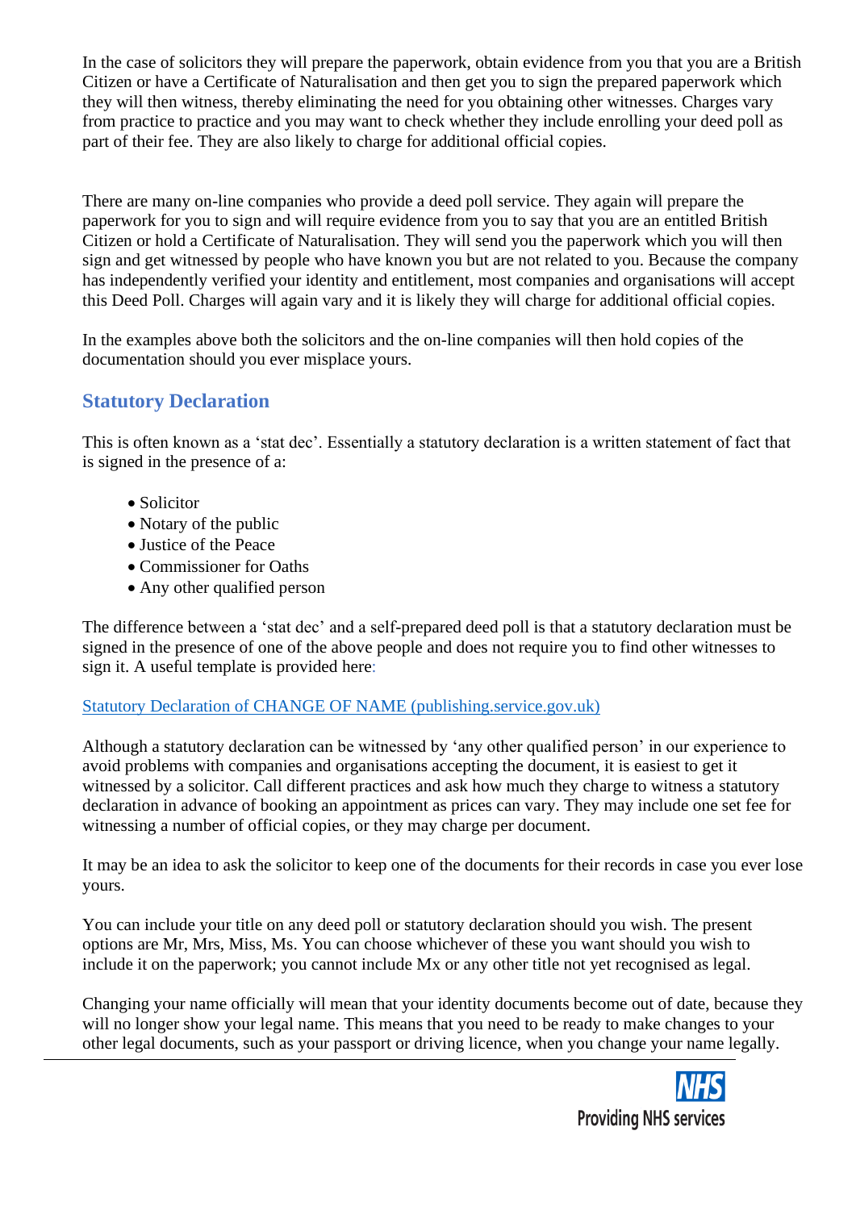In the case of solicitors they will prepare the paperwork, obtain evidence from you that you are a British Citizen or have a Certificate of Naturalisation and then get you to sign the prepared paperwork which they will then witness, thereby eliminating the need for you obtaining other witnesses. Charges vary from practice to practice and you may want to check whether they include enrolling your deed poll as part of their fee. They are also likely to charge for additional official copies.

There are many on-line companies who provide a deed poll service. They again will prepare the paperwork for you to sign and will require evidence from you to say that you are an entitled British Citizen or hold a Certificate of Naturalisation. They will send you the paperwork which you will then sign and get witnessed by people who have known you but are not related to you. Because the company has independently verified your identity and entitlement, most companies and organisations will accept this Deed Poll. Charges will again vary and it is likely they will charge for additional official copies.

In the examples above both the solicitors and the on-line companies will then hold copies of the documentation should you ever misplace yours.

## Statutory Declaration

This is often known as a 'stat dec'. Essentially a statutory declaration is a written statement of fact that is signed in the presence of a:

- Solicitor
- Notary of the public
- Justice of the Peace
- Commissioner for Oaths
- Any other qualified person

The difference between a 'stat dec' and a self-prepared deed poll is that a statutory declaration must be signed in the presence of one of the above people and does not require you to find other witnesses to sign it. A useful template is provided here:

Statutory Declaration of CHANGE OF NAME (publishing.service.gov.uk)

Although a statutory declaration can be witnessed by 'any other qualified person' in our experience to avoid problems with companies and organisations accepting the document, it is easiest to get it witnessed by a solicitor. Call different practices and ask how much they charge to witness a statutory declaration in advance of booking an appointment as prices can vary. They may include one set fee for witnessing a number of official copies, or they may charge per document.

It may be an idea to ask the solicitor to keep one of the documents for their records in case you ever lose yours.

You can include your title on any deed poll or statutory declaration should you wish. The present options are Mr, Mrs, Miss, Ms. You can choose whichever of these you want should you wish to include it on the paperwork; you cannot include Mx or any other title not yet recognised as legal.

Changing your name officially will mean that your identity documents become out of date, because they will no longer show your legal name. This means that you need to be ready to make changes to your other legal documents, such as your passport or driving licence, when you change your name legally.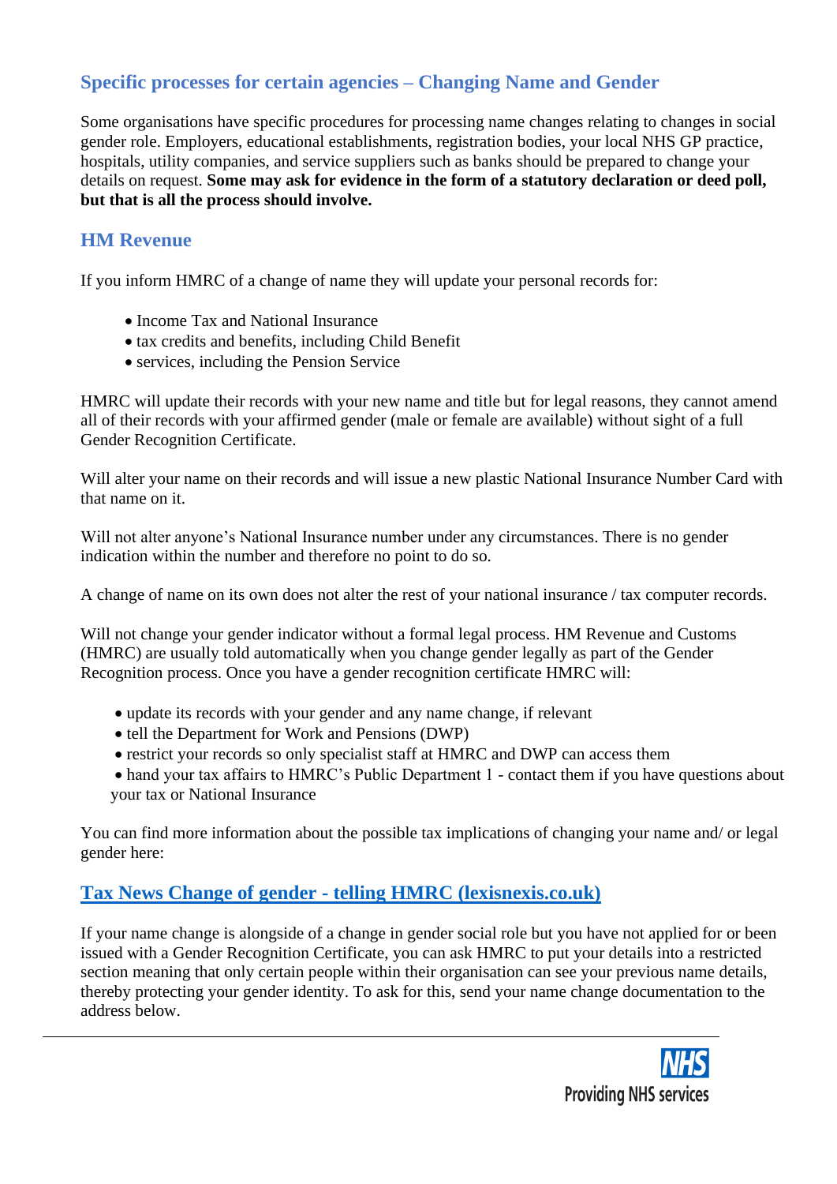## Specific processes for certain agencies – Changing Name and Gender

Some organisations have specific procedures for processing name changes relating to changes in social gender role. Employers, educational establishments, registration bodies, your local NHS GP practice, hospitals, utility companies, and service suppliers such as banks should be prepared to change your details on request. **Some may ask for evidence in the form of a statutory declaration or deed poll, but that is all the process should involve.**

## HM Revenue

If you inform HMRC of a change of name they will update your personal records for:

- Income Tax and National Insurance
- tax credits and benefits, including Child Benefit
- services, including the Pension Service

HMRC will update their records with your new name and title but for legal reasons, they cannot amend all of their records with your affirmed gender (male or female are available) without sight of a full Gender Recognition Certificate.

Will alter your name on their records and will issue a new plastic National Insurance Number Card with that name on it.

Will not alter anyone's National Insurance number under any circumstances. There is no gender indication within the number and therefore no point to do so.

A change of name on its own does not alter the rest of your national insurance / tax computer records.

Will not change your gender indicator without a formal legal process. HM Revenue and Customs (HMRC) are usually told automatically when you change gender legally as part of the Gender Recognition process. Once you have a gender recognition certificate HMRC will:

- update its records with your gender and any name change, if relevant
- tell the Department for Work and Pensions (DWP)
- restrict your records so only specialist staff at HMRC and DWP can access them
- hand your tax affairs to HMRC's Public Department 1 - contact them if you have questions about your tax or National Insurance

You can find more information about the possible tax implications of changing your name and/ or legal gender here:

## Tax News Change of gender - telling HMRC (lexisnexis.co.uk)

If your name change is alongside of a change in gender social role but you have not applied for or been issued with a Gender Recognition Certificate, you can ask HMRC to put your details into a restricted section meaning that only certain people within their organisation can see your previous name details, thereby protecting your gender identity. To ask for this, send your name change documentation to the address below.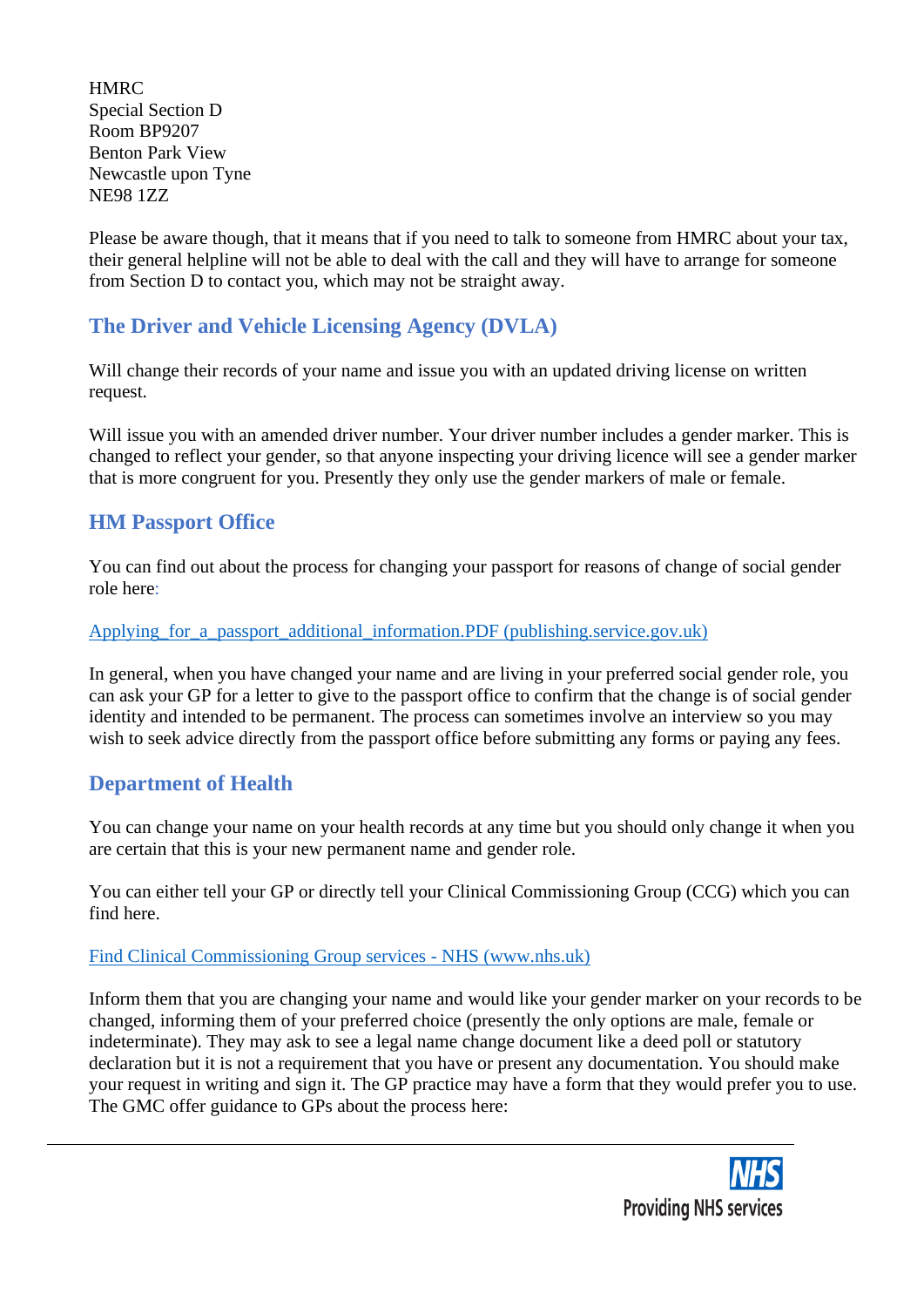HMRC
Special Section D
Room BP9207
Benton Park View
Newcastle upon Tyne
NE98 1ZZ

Please be aware though, that it means that if you need to talk to someone from HMRC about your tax, their general helpline will not be able to deal with the call and they will have to arrange for someone from Section D to contact you, which may not be straight away.

## The Driver and Vehicle Licensing Agency (DVLA)

Will change their records of your name and issue you with an updated driving license on written request.

Will issue you with an amended driver number. Your driver number includes a gender marker. This is changed to reflect your gender, so that anyone inspecting your driving licence will see a gender marker that is more congruent for you. Presently they only use the gender markers of male or female.

## HM Passport Office

You can find out about the process for changing your passport for reasons of change of social gender role here:

[Applying_for_a_passport_additional_information.PDF (publishing.service.gov.uk)](publishing.service.gov.uk)

In general, when you have changed your name and are living in your preferred social gender role, you can ask your GP for a letter to give to the passport office to confirm that the change is of social gender identity and intended to be permanent. The process can sometimes involve an interview so you may wish to seek advice directly from the passport office before submitting any forms or paying any fees.

## Department of Health

You can change your name on your health records at any time but you should only change it when you are certain that this is your new permanent name and gender role.

You can either tell your GP or directly tell your Clinical Commissioning Group (CCG) which you can find here.

[Find Clinical Commissioning Group services - NHS (www.nhs.uk)](www.nhs.uk)

Inform them that you are changing your name and would like your gender marker on your records to be changed, informing them of your preferred choice (presently the only options are male, female or indeterminate). They may ask to see a legal name change document like a deed poll or statutory declaration but it is not a requirement that you have or present any documentation. You should make your request in writing and sign it. The GP practice may have a form that they would prefer you to use. The GMC offer guidance to GPs about the process here: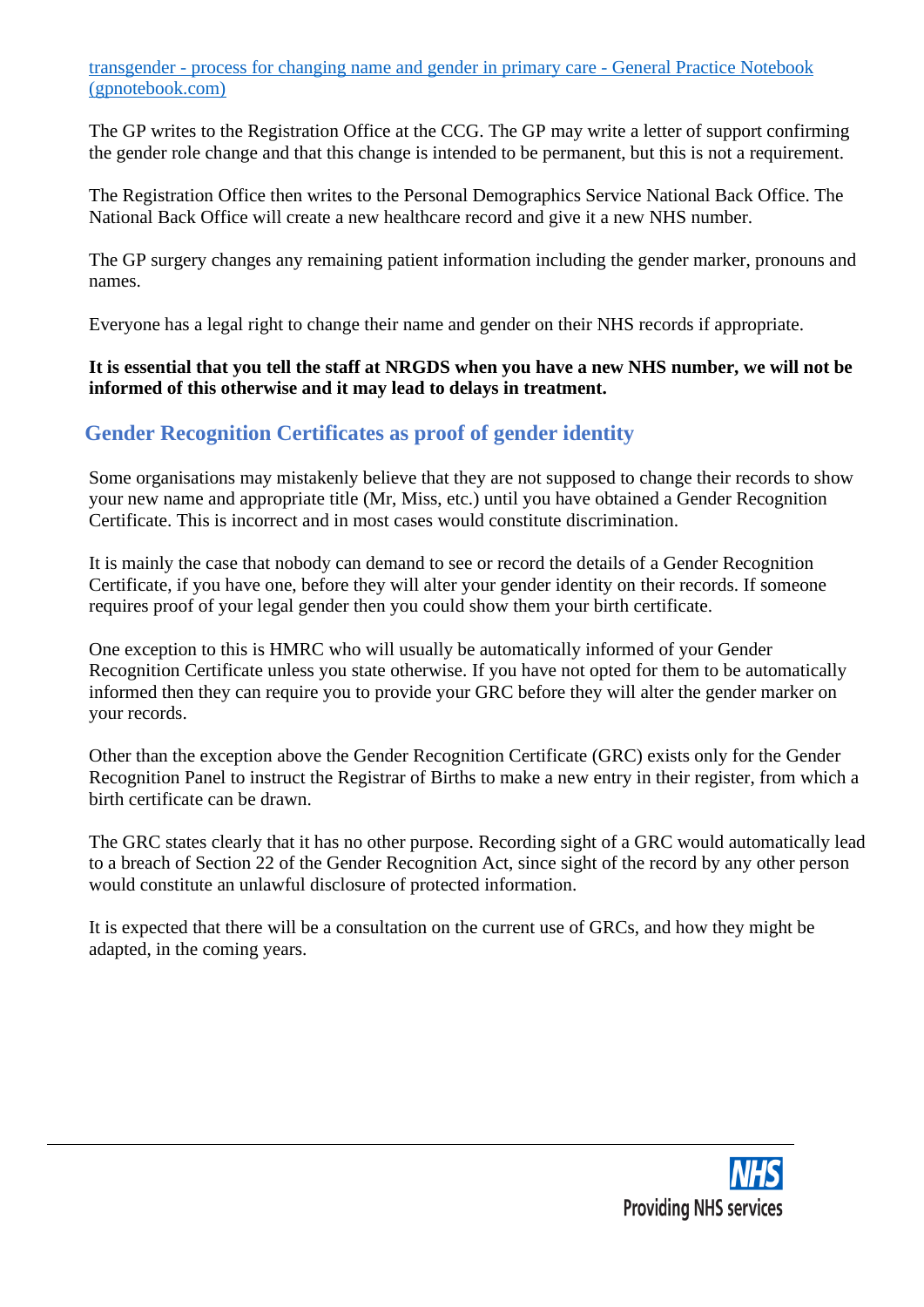[transgender - process for changing name and gender in primary care - General Practice Notebook (gpnotebook.com)](https://gpnotebook.com)

The GP writes to the Registration Office at the CCG. The GP may write a letter of support confirming the gender role change and that this change is intended to be permanent, but this is not a requirement.

The Registration Office then writes to the Personal Demographics Service National Back Office. The National Back Office will create a new healthcare record and give it a new NHS number.

The GP surgery changes any remaining patient information including the gender marker, pronouns and names.

Everyone has a legal right to change their name and gender on their NHS records if appropriate.

**It is essential that you tell the staff at NRGDS when you have a new NHS number, we will not be informed of this otherwise and it may lead to delays in treatment.**

## Gender Recognition Certificates as proof of gender identity

Some organisations may mistakenly believe that they are not supposed to change their records to show your new name and appropriate title (Mr, Miss, etc.) until you have obtained a Gender Recognition Certificate. This is incorrect and in most cases would constitute discrimination.

It is mainly the case that nobody can demand to see or record the details of a Gender Recognition Certificate, if you have one, before they will alter your gender identity on their records. If someone requires proof of your legal gender then you could show them your birth certificate.

One exception to this is HMRC who will usually be automatically informed of your Gender Recognition Certificate unless you state otherwise. If you have not opted for them to be automatically informed then they can require you to provide your GRC before they will alter the gender marker on your records.

Other than the exception above the Gender Recognition Certificate (GRC) exists only for the Gender Recognition Panel to instruct the Registrar of Births to make a new entry in their register, from which a birth certificate can be drawn.

The GRC states clearly that it has no other purpose. Recording sight of a GRC would automatically lead to a breach of Section 22 of the Gender Recognition Act, since sight of the record by any other person would constitute an unlawful disclosure of protected information.

It is expected that there will be a consultation on the current use of GRCs, and how they might be adapted, in the coming years.